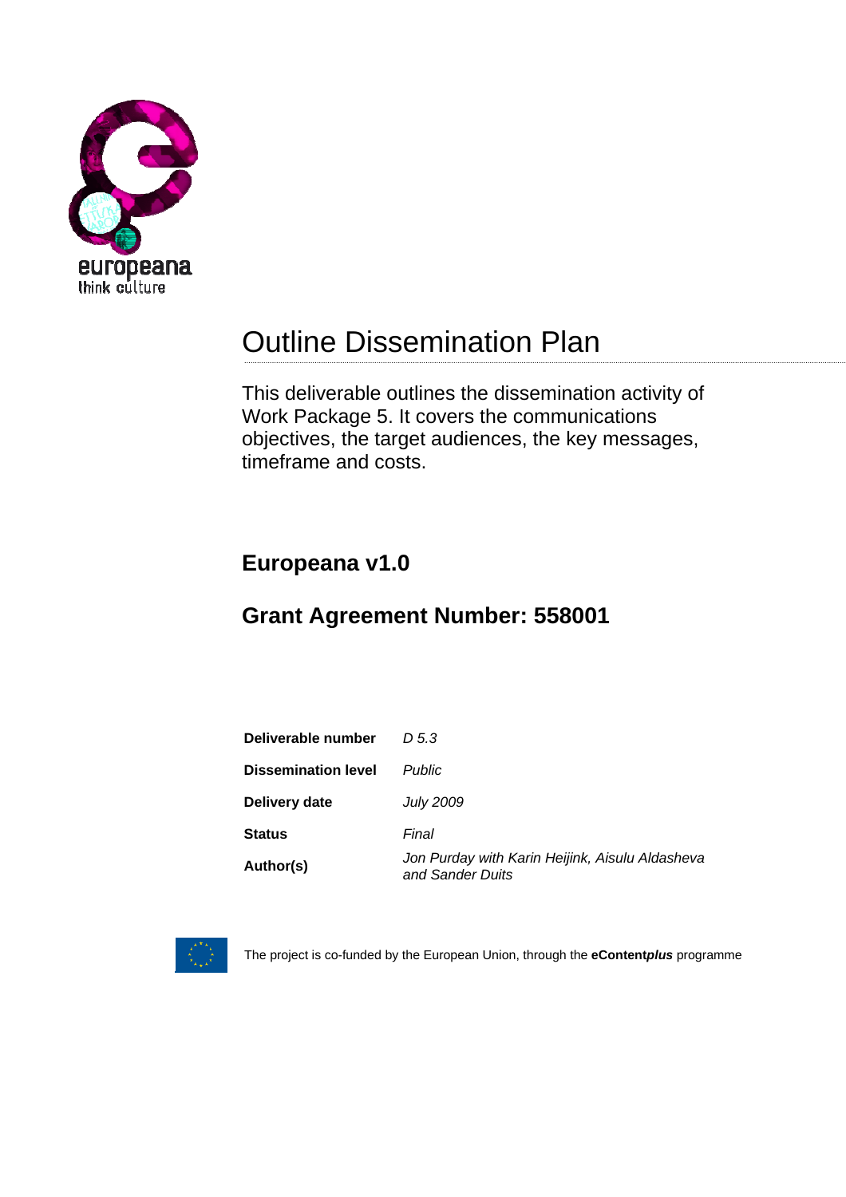europeana
think culture

# Outline Dissemination Plan

This deliverable outlines the dissemination activity of Work Package 5. It covers the communications objectives, the target audiences, the key messages, timeframe and costs.

## Europeana v1.0

## Grant Agreement Number: 558001

| | |
|---|---|
| **Deliverable number** | *D 5.3* |
| **Dissemination level** | *Public* |
| **Delivery date** | *July 2009* |
| **Status** | *Final* |
| **Author(s)** | *Jon Purday with Karin Heijink, Aisulu Aldasheva and Sander Duits* |

The project is co-funded by the European Union, through the **eContent*plus*** programme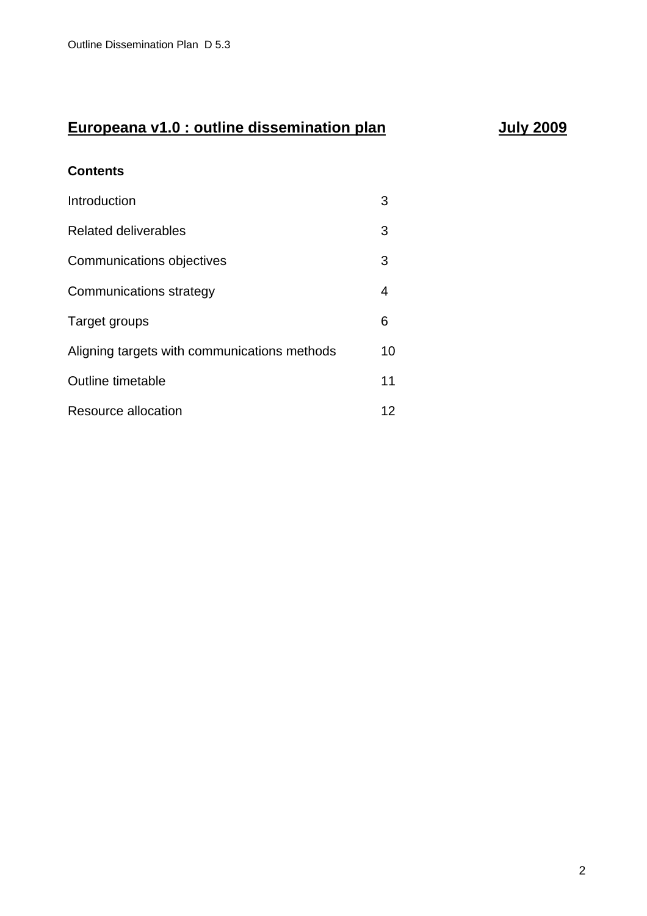# Europeana v1.0 : outline dissemination plan July 2009

**Contents**

| | |
|---|---|
| Introduction | 3 |
| Related deliverables | 3 |
| Communications objectives | 3 |
| Communications strategy | 4 |
| Target groups | 6 |
| Aligning targets with communications methods | 10 |
| Outline timetable | 11 |
| Resource allocation | 12 |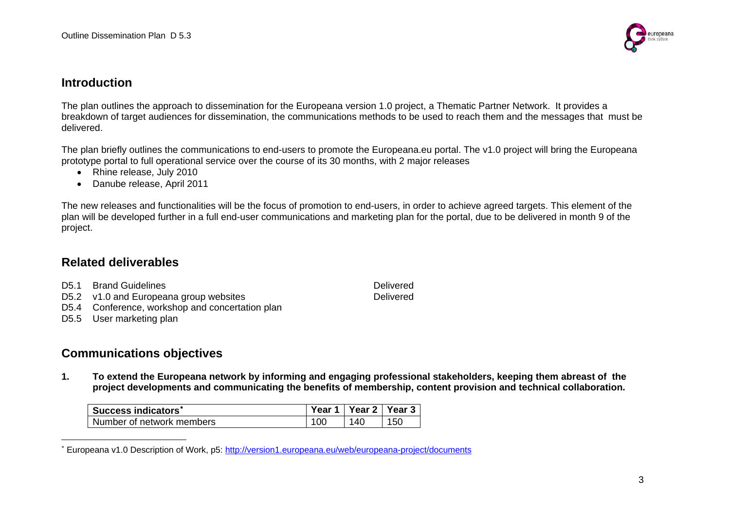## Introduction

The plan outlines the approach to dissemination for the Europeana version 1.0 project, a Thematic Partner Network. It provides a breakdown of target audiences for dissemination, the communications methods to be used to reach them and the messages that must be delivered.

The plan briefly outlines the communications to end-users to promote the Europeana.eu portal. The v1.0 project will bring the Europeana prototype portal to full operational service over the course of its 30 months, with 2 major releases

- Rhine release, July 2010
- Danube release, April 2011

The new releases and functionalities will be the focus of promotion to end-users, in order to achieve agreed targets. This element of the plan will be developed further in a full end-user communications and marketing plan for the portal, due to be delivered in month 9 of the project.

## Related deliverables

| | | |
|---|---|---|
| D5.1 | Brand Guidelines | Delivered |
| D5.2 | v1.0 and Europeana group websites | Delivered |
| D5.4 | Conference, workshop and concertation plan | |
| D5.5 | User marketing plan | |

## Communications objectives

**1. To extend the Europeana network by informing and engaging professional stakeholders, keeping them abreast of the project developments and communicating the benefits of membership, content provision and technical collaboration.**

| Success indicators* | Year 1 | Year 2 | Year 3 |
|---|---|---|---|
| Number of network members | 100 | 140 | 150 |

* Europeana v1.0 Description of Work, p5: http://version1.europeana.eu/web/europeana-project/documents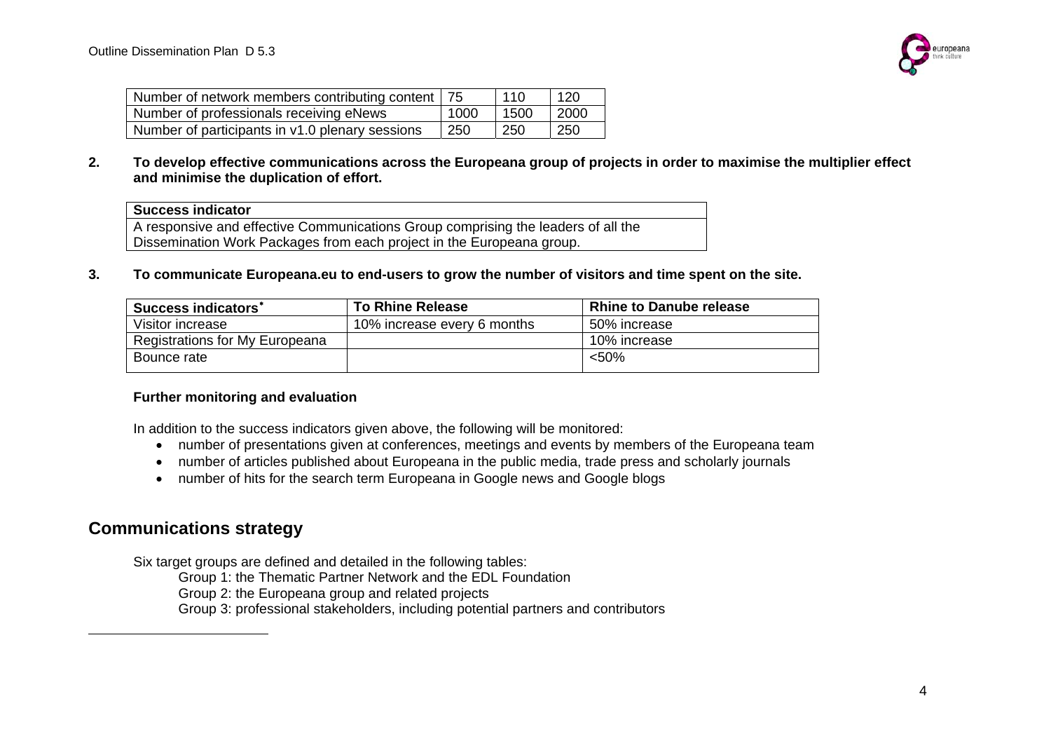| Number of network members contributing content | 75 | 110 | 120 |
|---|---|---|---|
| Number of professionals receiving eNews | 1000 | 1500 | 2000 |
| Number of participants in v1.0 plenary sessions | 250 | 250 | 250 |

**2. To develop effective communications across the Europeana group of projects in order to maximise the multiplier effect and minimise the duplication of effort.**

| Success indicator |
|---|
| A responsive and effective Communications Group comprising the leaders of all the Dissemination Work Packages from each project in the Europeana group. |

**3. To communicate Europeana.eu to end-users to grow the number of visitors and time spent on the site.**

| Success indicators* | To Rhine Release | Rhine to Danube release |
|---|---|---|
| Visitor increase | 10% increase every 6 months | 50% increase |
| Registrations for My Europeana | | 10% increase |
| Bounce rate | | <50% |

**Further monitoring and evaluation**

In addition to the success indicators given above, the following will be monitored:

- number of presentations given at conferences, meetings and events by members of the Europeana team
- number of articles published about Europeana in the public media, trade press and scholarly journals
- number of hits for the search term Europeana in Google news and Google blogs

## Communications strategy

Six target groups are defined and detailed in the following tables:

Group 1: the Thematic Partner Network and the EDL Foundation

Group 2: the Europeana group and related projects

Group 3: professional stakeholders, including potential partners and contributors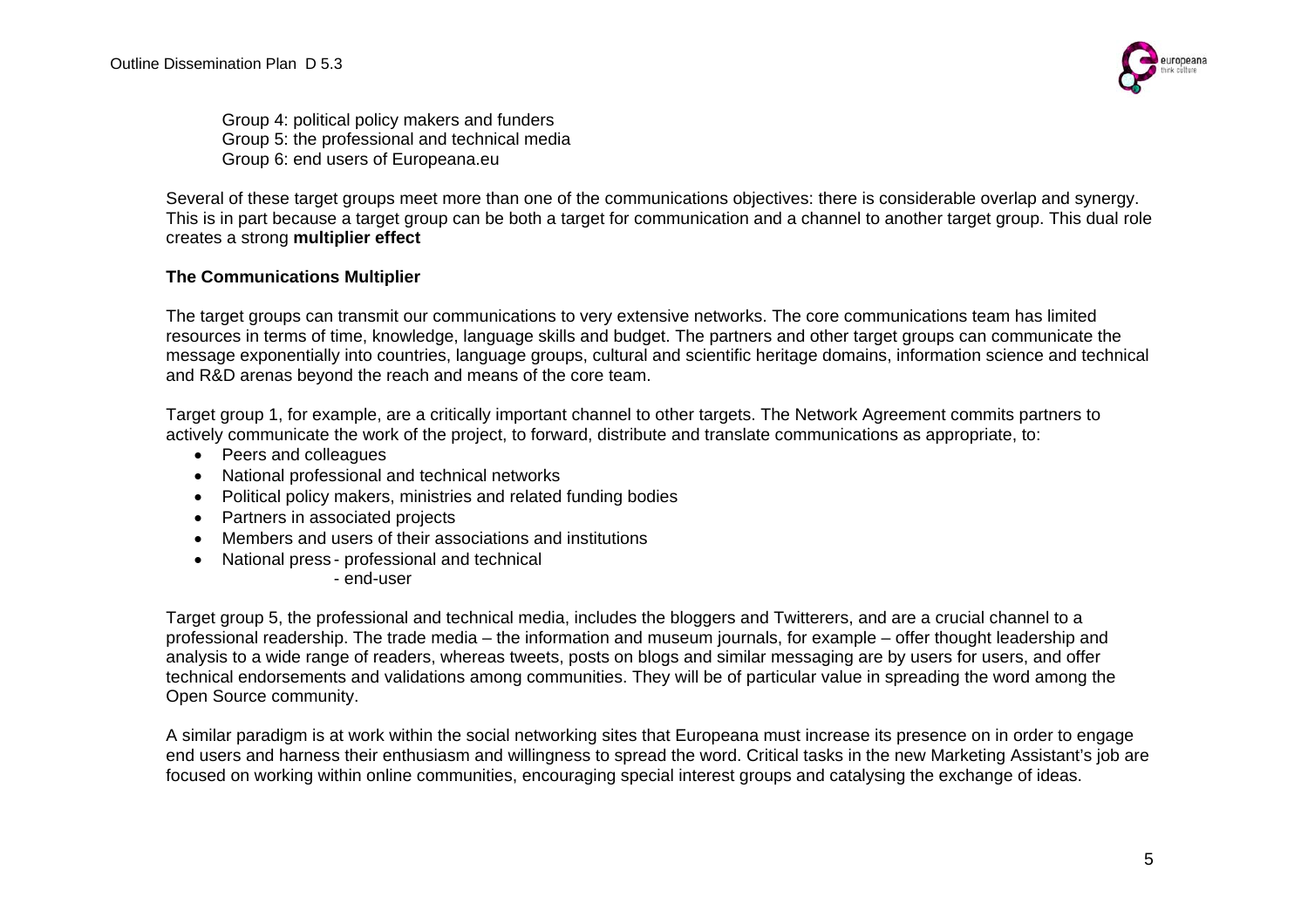Group 4: political policy makers and funders
Group 5: the professional and technical media
Group 6: end users of Europeana.eu

Several of these target groups meet more than one of the communications objectives: there is considerable overlap and synergy. This is in part because a target group can be both a target for communication and a channel to another target group. This dual role creates a strong **multiplier effect**

**The Communications Multiplier**

The target groups can transmit our communications to very extensive networks. The core communications team has limited resources in terms of time, knowledge, language skills and budget. The partners and other target groups can communicate the message exponentially into countries, language groups, cultural and scientific heritage domains, information science and technical and R&D arenas beyond the reach and means of the core team.

Target group 1, for example, are a critically important channel to other targets. The Network Agreement commits partners to actively communicate the work of the project, to forward, distribute and translate communications as appropriate, to:

- Peers and colleagues
- National professional and technical networks
- Political policy makers, ministries and related funding bodies
- Partners in associated projects
- Members and users of their associations and institutions
- National press - professional and technical
  - end-user

Target group 5, the professional and technical media, includes the bloggers and Twitterers, and are a crucial channel to a professional readership. The trade media – the information and museum journals, for example – offer thought leadership and analysis to a wide range of readers, whereas tweets, posts on blogs and similar messaging are by users for users, and offer technical endorsements and validations among communities. They will be of particular value in spreading the word among the Open Source community.

A similar paradigm is at work within the social networking sites that Europeana must increase its presence on in order to engage end users and harness their enthusiasm and willingness to spread the word. Critical tasks in the new Marketing Assistant's job are focused on working within online communities, encouraging special interest groups and catalysing the exchange of ideas.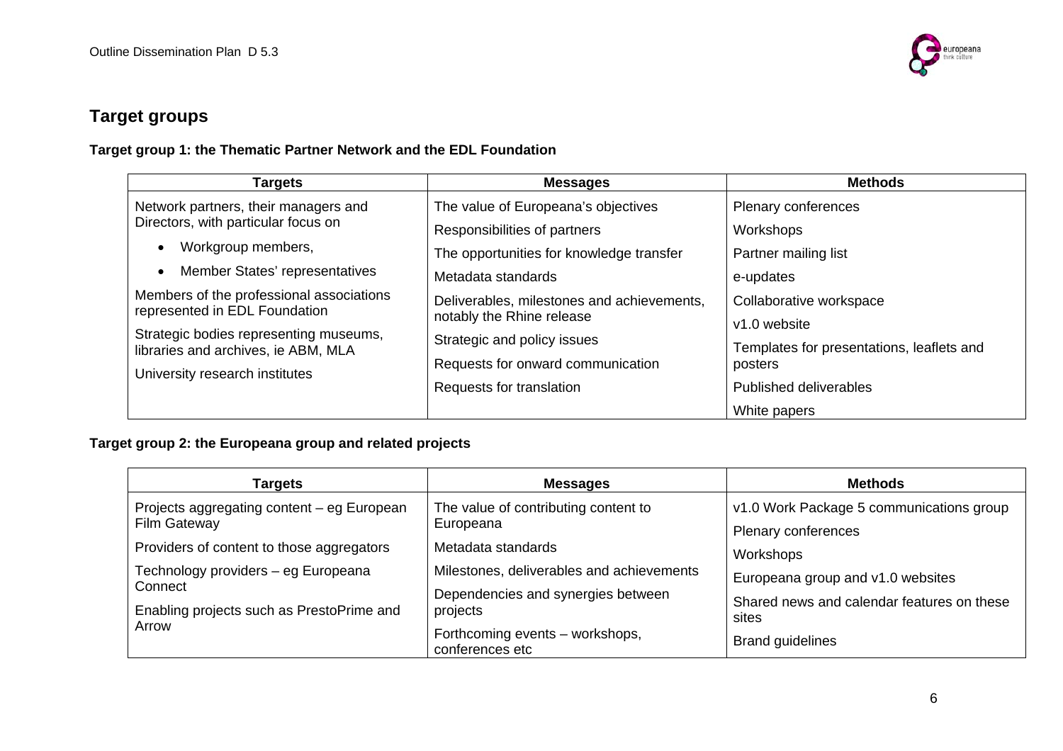## Target groups

**Target group 1: the Thematic Partner Network and the EDL Foundation**

| Targets | Messages | Methods |
| --- | --- | --- |
| Network partners, their managers and Directors, with particular focus on<br>• Workgroup members,<br>• Member States' representatives<br>Members of the professional associations represented in EDL Foundation<br>Strategic bodies representing museums, libraries and archives, ie ABM, MLA<br>University research institutes | The value of Europeana's objectives<br>Responsibilities of partners<br>The opportunities for knowledge transfer<br>Metadata standards<br>Deliverables, milestones and achievements, notably the Rhine release<br>Strategic and policy issues<br>Requests for onward communication<br>Requests for translation | Plenary conferences<br>Workshops<br>Partner mailing list<br>e-updates<br>Collaborative workspace<br>v1.0 website<br>Templates for presentations, leaflets and posters<br>Published deliverables<br>White papers |

**Target group 2: the Europeana group and related projects**

| Targets | Messages | Methods |
| --- | --- | --- |
| Projects aggregating content – eg European Film Gateway<br>Providers of content to those aggregators<br>Technology providers – eg Europeana Connect<br>Enabling projects such as PrestoPrime and Arrow | The value of contributing content to Europeana<br>Metadata standards<br>Milestones, deliverables and achievements<br>Dependencies and synergies between projects<br>Forthcoming events – workshops, conferences etc | v1.0 Work Package 5 communications group<br>Plenary conferences<br>Workshops<br>Europeana group and v1.0 websites<br>Shared news and calendar features on these sites<br>Brand guidelines |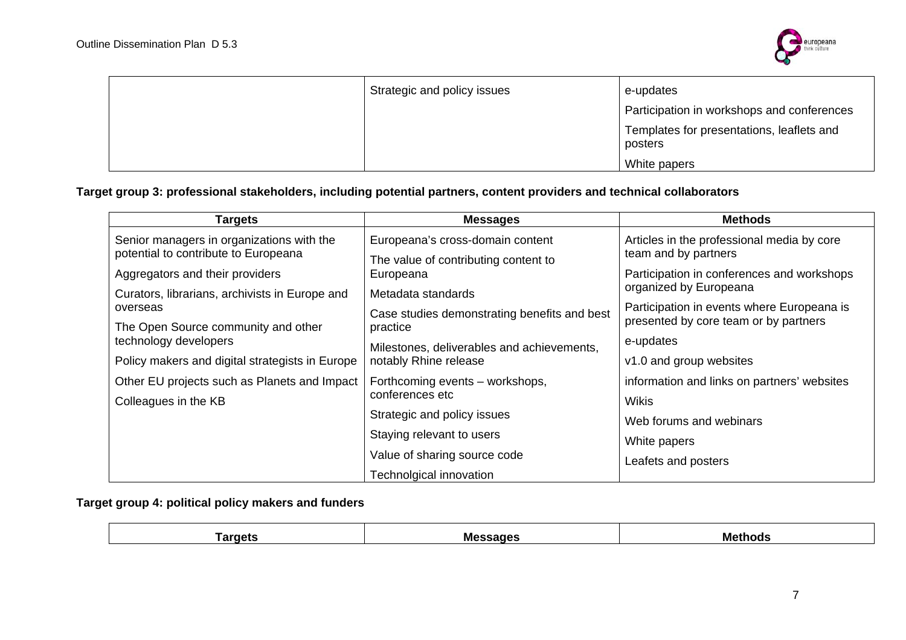| | | |
|---|---|---|
| | Strategic and policy issues | e-updates<br>Participation in workshops and conferences<br>Templates for presentations, leaflets and posters<br>White papers |

**Target group 3: professional stakeholders, including potential partners, content providers and technical collaborators**

| Targets | Messages | Methods |
|---|---|---|
| Senior managers in organizations with the potential to contribute to Europeana<br>Aggregators and their providers<br>Curators, librarians, archivists in Europe and overseas<br>The Open Source community and other technology developers<br>Policy makers and digital strategists in Europe<br>Other EU projects such as Planets and Impact<br>Colleagues in the KB | Europeana's cross-domain content<br>The value of contributing content to Europeana<br>Metadata standards<br>Case studies demonstrating benefits and best practice<br>Milestones, deliverables and achievements, notably Rhine release<br>Forthcoming events – workshops, conferences etc<br>Strategic and policy issues<br>Staying relevant to users<br>Value of sharing source code<br>Technolgical innovation | Articles in the professional media by core team and by partners<br>Participation in conferences and workshops organized by Europeana<br>Participation in events where Europeana is presented by core team or by partners<br>e-updates<br>v1.0 and group websites<br>information and links on partners' websites<br>Wikis<br>Web forums and webinars<br>White papers<br>Leafets and posters |

**Target group 4: political policy makers and funders**

| Targets | Messages | Methods |
|---|---|---|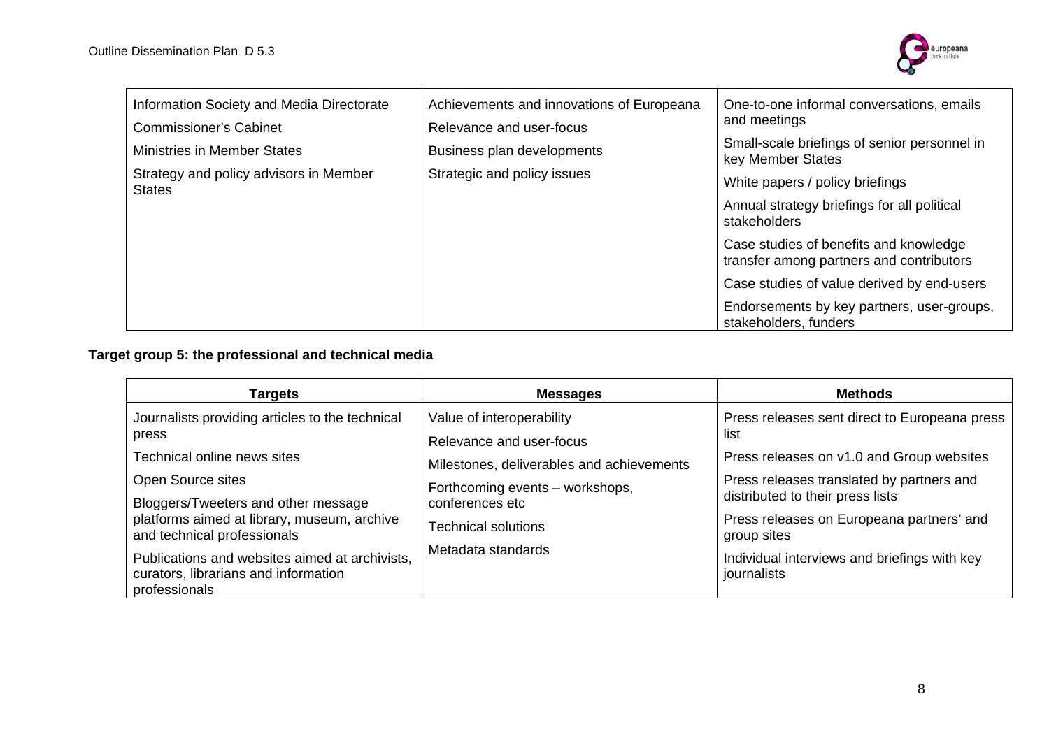| | | |
|---|---|---|
| Information Society and Media Directorate<br>Commissioner's Cabinet<br>Ministries in Member States<br>Strategy and policy advisors in Member States | Achievements and innovations of Europeana<br>Relevance and user-focus<br>Business plan developments<br>Strategic and policy issues | One-to-one informal conversations, emails and meetings<br>Small-scale briefings of senior personnel in key Member States<br>White papers / policy briefings<br>Annual strategy briefings for all political stakeholders<br>Case studies of benefits and knowledge transfer among partners and contributors<br>Case studies of value derived by end-users<br>Endorsements by key partners, user-groups, stakeholders, funders |

**Target group 5: the professional and technical media**

| Targets | Messages | Methods |
|---|---|---|
| Journalists providing articles to the technical press<br>Technical online news sites<br>Open Source sites<br>Bloggers/Tweeters and other message platforms aimed at library, museum, archive and technical professionals<br>Publications and websites aimed at archivists, curators, librarians and information professionals | Value of interoperability<br>Relevance and user-focus<br>Milestones, deliverables and achievements<br>Forthcoming events – workshops, conferences etc<br>Technical solutions<br>Metadata standards | Press releases sent direct to Europeana press list<br>Press releases on v1.0 and Group websites<br>Press releases translated by partners and distributed to their press lists<br>Press releases on Europeana partners' and group sites<br>Individual interviews and briefings with key journalists |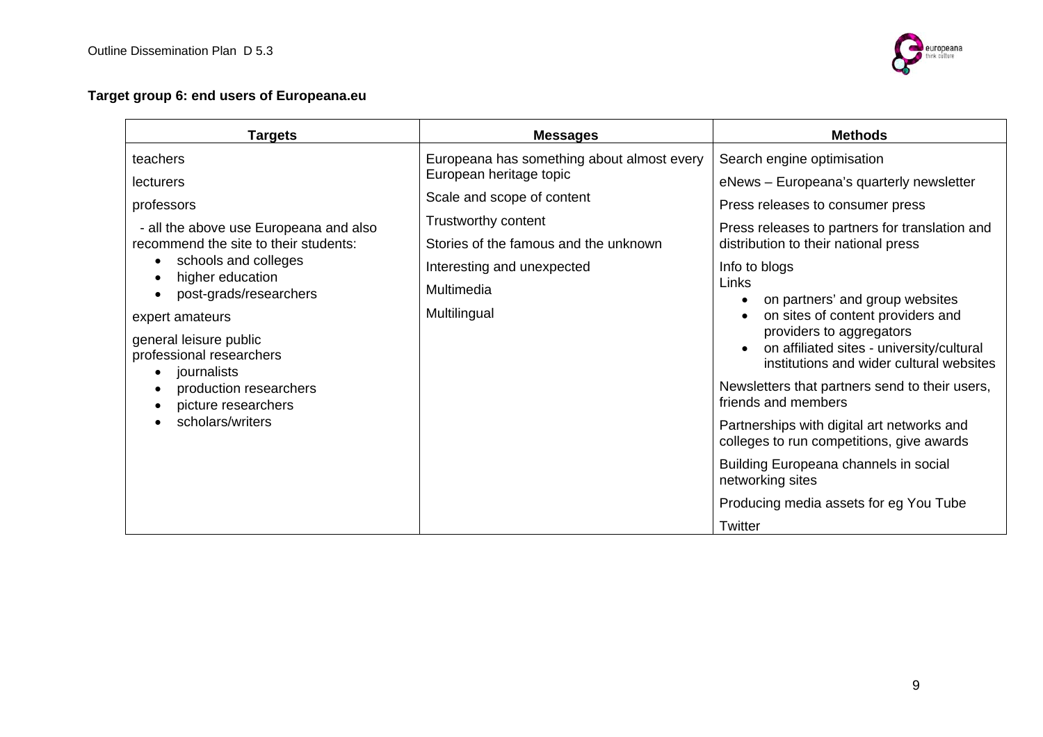**Target group 6: end users of Europeana.eu**

| Targets | Messages | Methods |
|---|---|---|
| teachers<br>lecturers<br>professors<br>- all the above use Europeana and also recommend the site to their students:<br>• schools and colleges<br>• higher education<br>• post-grads/researchers<br>expert amateurs<br>general leisure public<br>professional researchers<br>• journalists<br>• production researchers<br>• picture researchers<br>• scholars/writers | Europeana has something about almost every European heritage topic<br>Scale and scope of content<br>Trustworthy content<br>Stories of the famous and the unknown<br>Interesting and unexpected<br>Multimedia<br>Multilingual | Search engine optimisation<br>eNews – Europeana's quarterly newsletter<br>Press releases to consumer press<br>Press releases to partners for translation and distribution to their national press<br>Info to blogs<br>Links<br>• on partners' and group websites<br>• on sites of content providers and providers to aggregators<br>• on affiliated sites - university/cultural institutions and wider cultural websites<br>Newsletters that partners send to their users, friends and members<br>Partnerships with digital art networks and colleges to run competitions, give awards<br>Building Europeana channels in social networking sites<br>Producing media assets for eg You Tube<br>Twitter |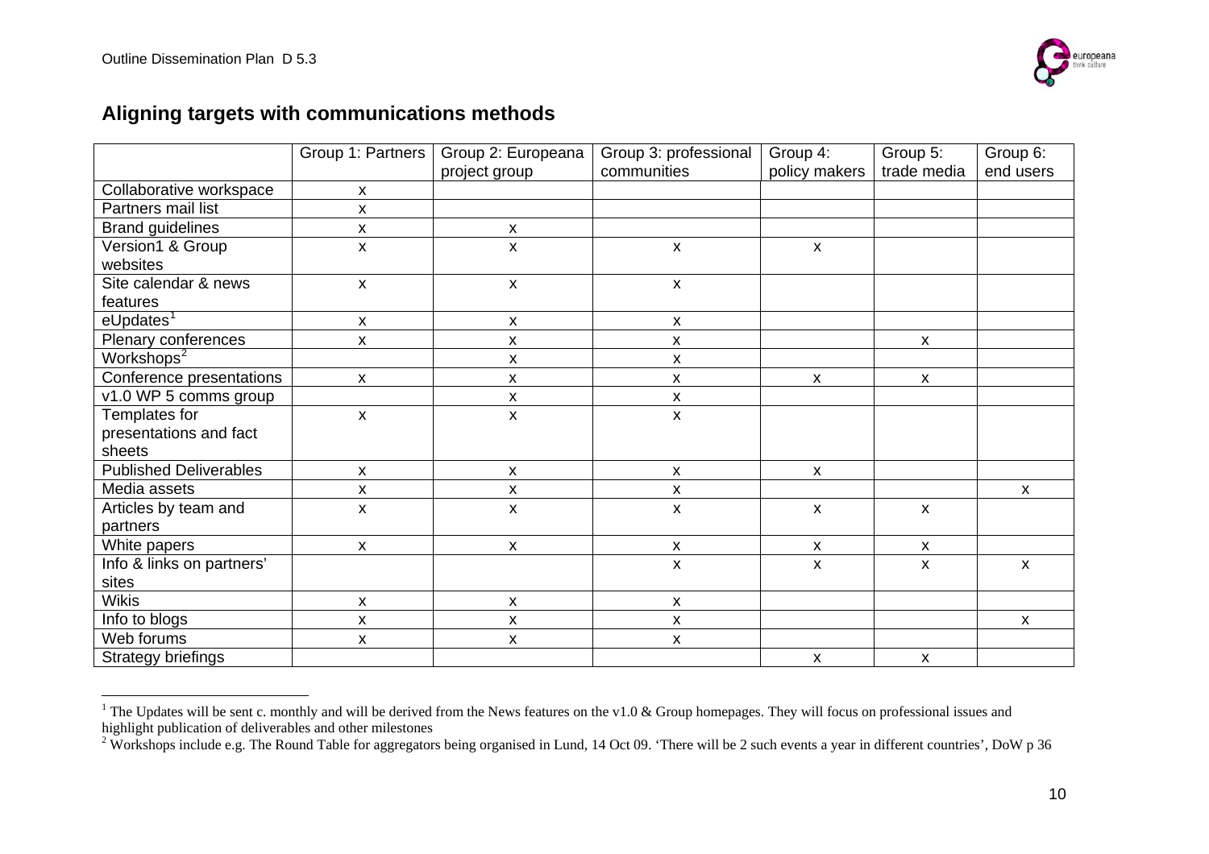## Aligning targets with communications methods

| | Group 1: Partners | Group 2: Europeana project group | Group 3: professional communities | Group 4: policy makers | Group 5: trade media | Group 6: end users |
|---|---|---|---|---|---|---|
| Collaborative workspace | x | | | | | |
| Partners mail list | x | | | | | |
| Brand guidelines | x | x | | | | |
| Version1 & Group websites | x | x | x | x | | |
| Site calendar & news features | x | x | x | | | |
| eUpdates[1] | x | x | x | | | |
| Plenary conferences | x | x | x | | x | |
| Workshops[2] | | x | x | | | |
| Conference presentations | x | x | x | x | x | |
| v1.0 WP 5 comms group | | x | x | | | |
| Templates for presentations and fact sheets | x | x | x | | | |
| Published Deliverables | x | x | x | x | | |
| Media assets | x | x | x | | | x |
| Articles by team and partners | x | x | x | x | x | |
| White papers | x | x | x | x | x | |
| Info & links on partners' sites | | | x | x | x | x |
| Wikis | x | x | x | | | |
| Info to blogs | x | x | x | | | x |
| Web forums | x | x | x | | | |
| Strategy briefings | | | | x | x | |

[1] The Updates will be sent c. monthly and will be derived from the News features on the v1.0 & Group homepages. They will focus on professional issues and highlight publication of deliverables and other milestones

[2] Workshops include e.g. The Round Table for aggregators being organised in Lund, 14 Oct 09. 'There will be 2 such events a year in different countries', DoW p 36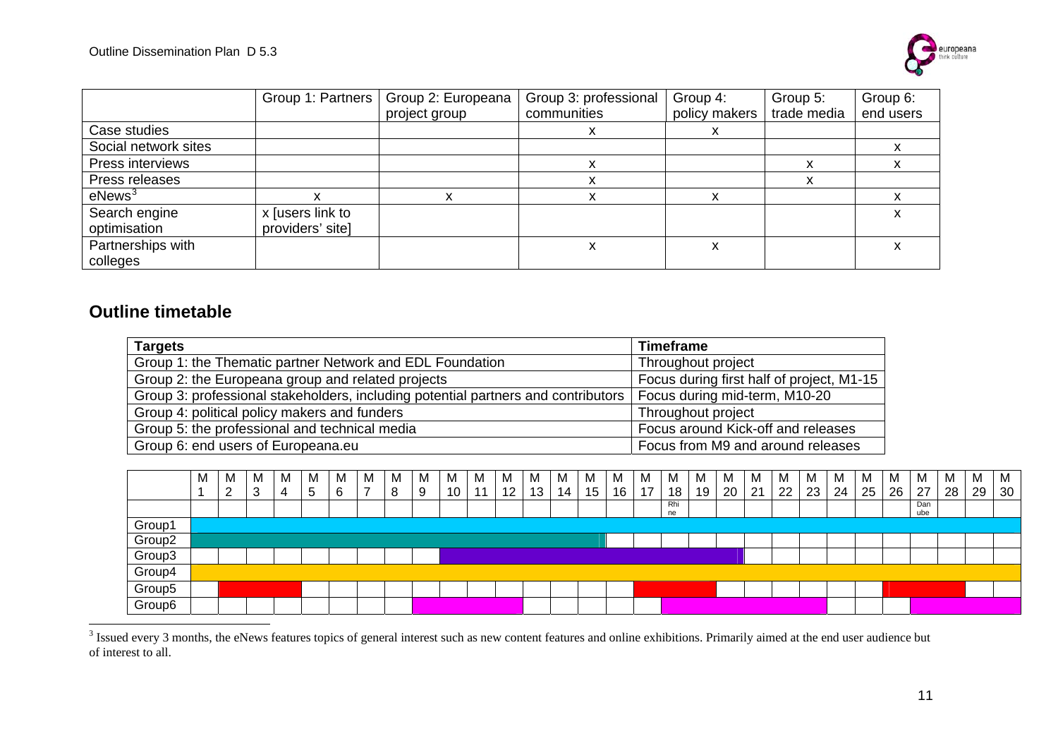| | Group 1: Partners | Group 2: Europeana project group | Group 3: professional communities | Group 4: policy makers | Group 5: trade media | Group 6: end users |
|---|---|---|---|---|---|---|
| Case studies | | | x | x | | |
| Social network sites | | | | | | x |
| Press interviews | | | x | | x | x |
| Press releases | | | x | | x | |
| eNews[3] | x | x | x | x | | x |
| Search engine optimisation | x [users link to providers' site] | | | | | x |
| Partnerships with colleges | | | x | x | | x |

## Outline timetable

| Targets | Timeframe |
|---|---|
| Group 1: the Thematic partner Network and EDL Foundation | Throughout project |
| Group 2: the Europeana group and related projects | Focus during first half of project, M1-15 |
| Group 3: professional stakeholders, including potential partners and contributors | Focus during mid-term, M10-20 |
| Group 4: political policy makers and funders | Throughout project |
| Group 5: the professional and technical media | Focus around Kick-off and releases |
| Group 6: end users of Europeana.eu | Focus from M9 and around releases |

| | M 1 | M 2 | M 3 | M 4 | M 5 | M 6 | M 7 | M 8 | M 9 | M 10 | M 11 | M 12 | M 13 | M 14 | M 15 | M 16 | M 17 | M 18 | M 19 | M 20 | M 21 | M 22 | M 23 | M 24 | M 25 | M 26 | M 27 | M 28 | M 29 | M 30 |
|---|---|---|---|---|---|---|---|---|---|---|---|---|---|---|---|---|---|---|---|---|---|---|---|---|---|---|---|---|---|---|
| | | | | | | | | | | | | | | | | | | Rhine | | | | | | | | | Danube | | | |
| Group1 | | | | | | | | | | | | | | | | | | | | | | | | | | | | | | |
| Group2 | | | | | | | | | | | | | | | | | | | | | | | | | | | | | | |
| Group3 | | | | | | | | | | | | | | | | | | | | | | | | | | | | | | |
| Group4 | | | | | | | | | | | | | | | | | | | | | | | | | | | | | | |
| Group5 | | | | | | | | | | | | | | | | | | | | | | | | | | | | | | |
| Group6 | | | | | | | | | | | | | | | | | | | | | | | | | | | | | | |

[3] Issued every 3 months, the eNews features topics of general interest such as new content features and online exhibitions. Primarily aimed at the end user audience but of interest to all.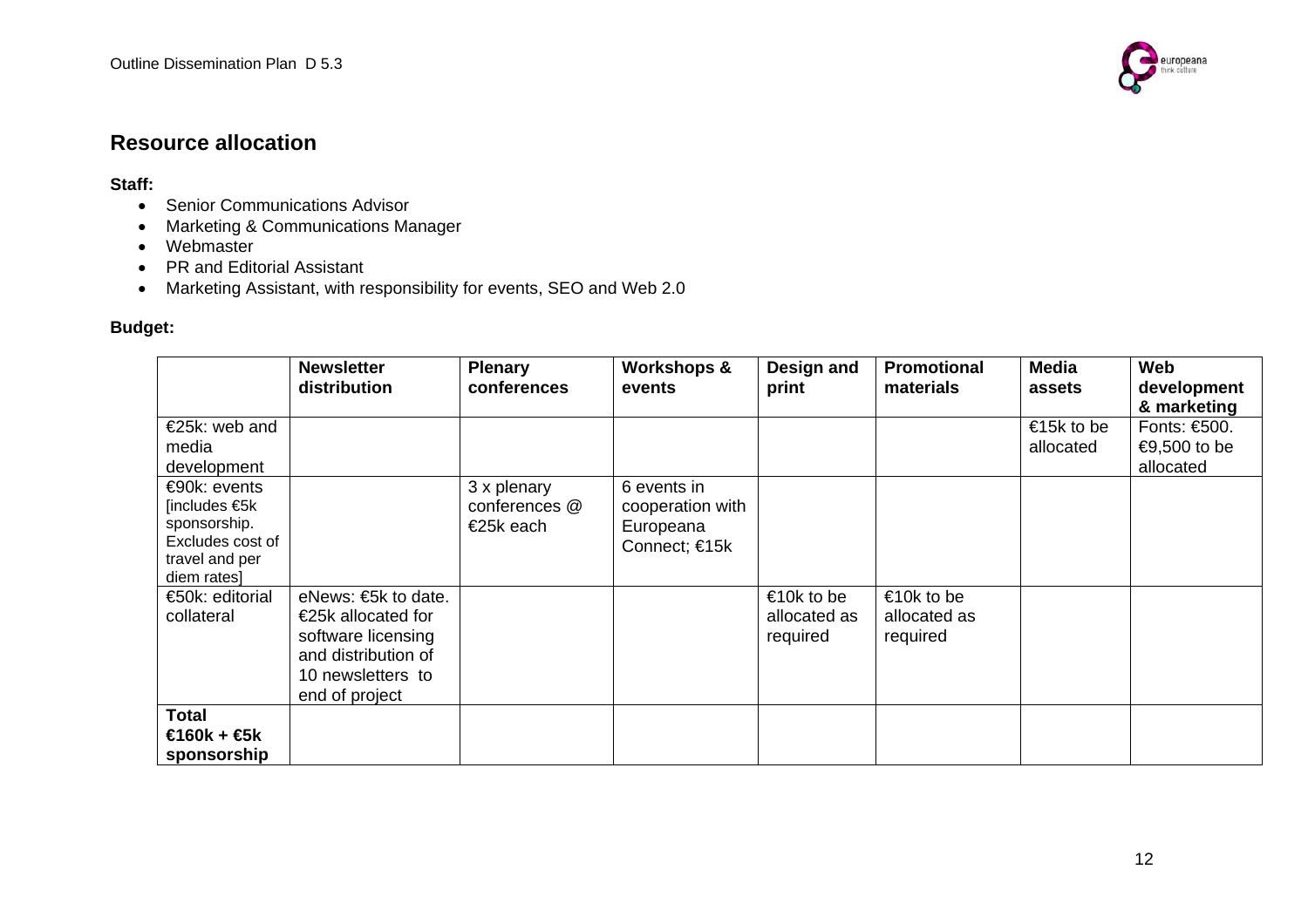## Resource allocation

**Staff:**

- Senior Communications Advisor
- Marketing & Communications Manager
- Webmaster
- PR and Editorial Assistant
- Marketing Assistant, with responsibility for events, SEO and Web 2.0

**Budget:**

| | **Newsletter distribution** | **Plenary conferences** | **Workshops & events** | **Design and print** | **Promotional materials** | **Media assets** | **Web development & marketing** |
|---|---|---|---|---|---|---|---|
| €25k: web and media development | | | | | | €15k to be allocated | Fonts: €500. €9,500 to be allocated |
| €90k: events [includes €5k sponsorship. Excludes cost of travel and per diem rates] | | 3 x plenary conferences @ €25k each | 6 events in cooperation with Europeana Connect; €15k | | | | |
| €50k: editorial collateral | eNews: €5k to date. €25k allocated for software licensing and distribution of 10 newsletters to end of project | | | €10k to be allocated as required | €10k to be allocated as required | | |
| **Total €160k + €5k sponsorship** | | | | | | | |